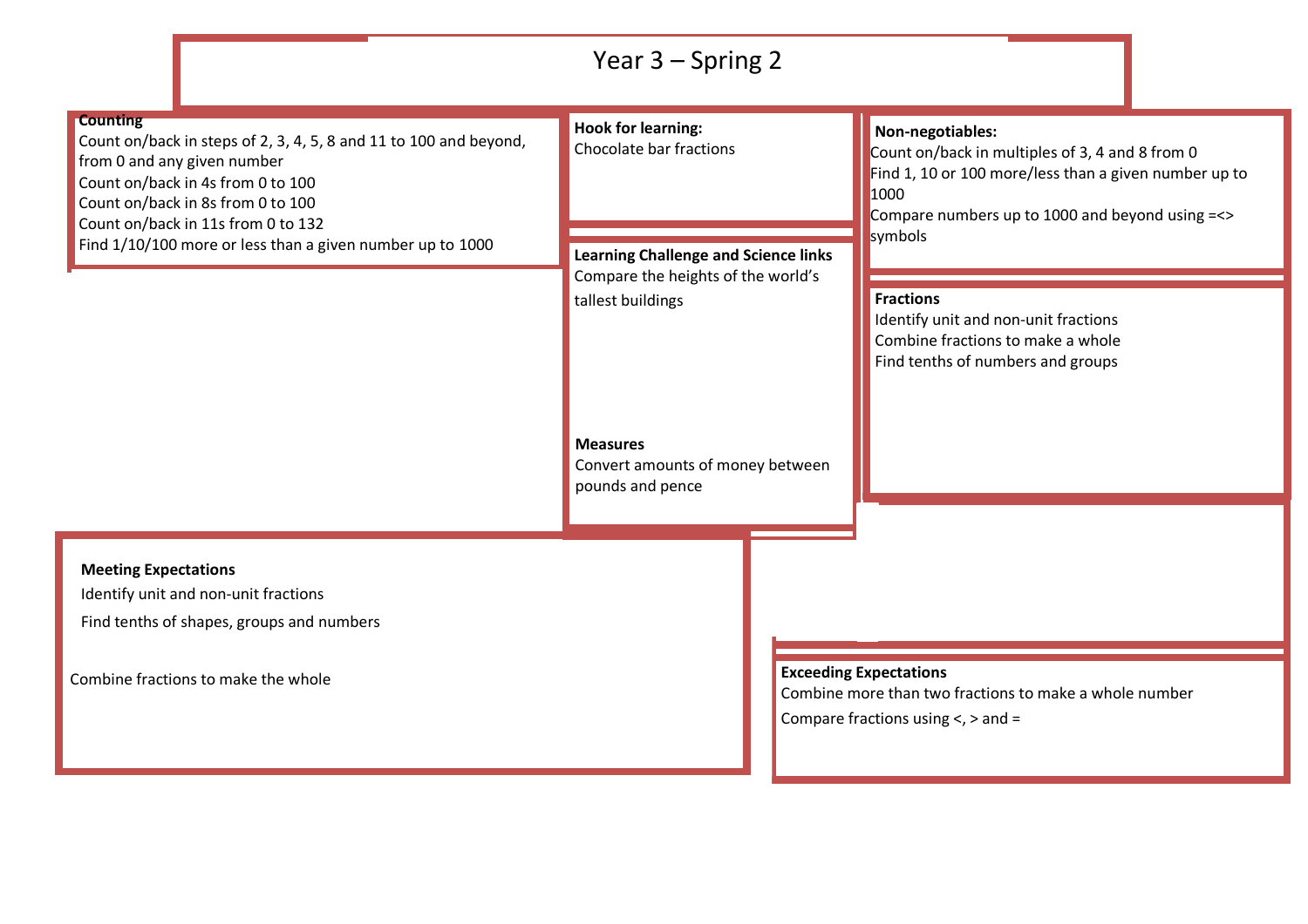# Year 3 – Spring 2

**Counting**

Count on/back in steps of 2, 3, 4, 5, 8 and 11 to 100 and beyond, from 0 and any given number
Count on/back in 4s from 0 to 100
Count on/back in 8s from 0 to 100
Count on/back in 11s from 0 to 132
Find 1/10/100 more or less than a given number up to 1000

**Hook for learning:**

Chocolate bar fractions

**Non-negotiables:**

Count on/back in multiples of 3, 4 and 8 from 0
Find 1, 10 or 100 more/less than a given number up to 1000
Compare numbers up to 1000 and beyond using =<> symbols

**Learning Challenge and Science links**

Compare the heights of the world's tallest buildings

**Fractions**

Identify unit and non-unit fractions
Combine fractions to make a whole
Find tenths of numbers and groups

**Measures**

Convert amounts of money between pounds and pence

**Meeting Expectations**

Identify unit and non-unit fractions
Find tenths of shapes, groups and numbers

Combine fractions to make the whole

**Exceeding Expectations**

Combine more than two fractions to make a whole number
Compare fractions using <, > and =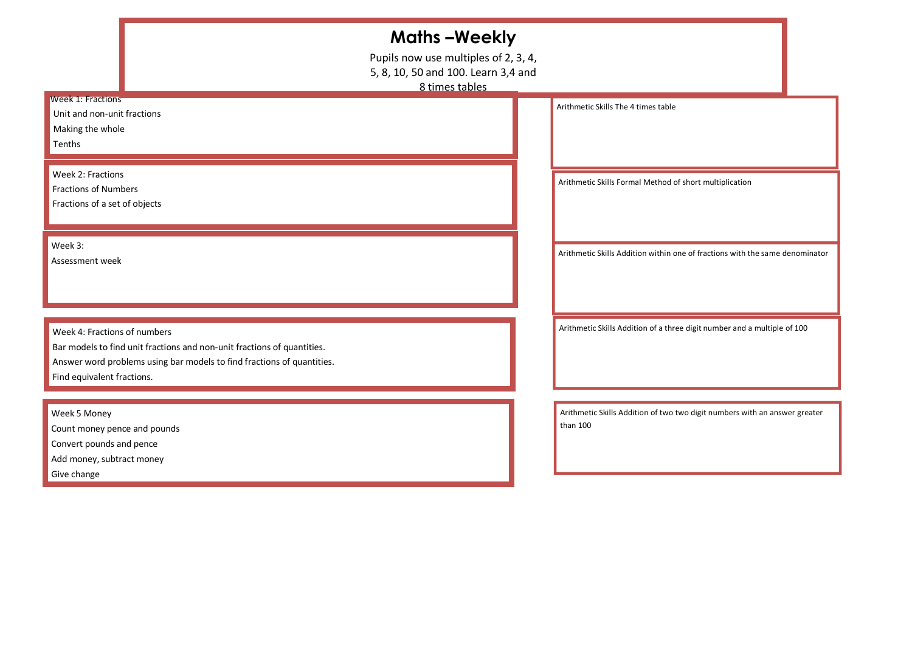# Maths –Weekly

Pupils now use multiples of 2, 3, 4, 5, 8, 10, 50 and 100. Learn 3,4 and 8 times tables

Week 1: Fractions

Unit and non-unit fractions

Making the whole

Tenths

Week 2: Fractions

Fractions of Numbers

Fractions of a set of objects

Week 3:

Assessment week

Week 4: Fractions of numbers

Bar models to find unit fractions and non-unit fractions of quantities.

Answer word problems using bar models to find fractions of quantities.

Find equivalent fractions.

Week 5 Money

Count money pence and pounds

Convert pounds and pence

Add money, subtract money

Give change

Arithmetic Skills The 4 times table

Arithmetic Skills Formal Method of short multiplication

Arithmetic Skills Addition within one of fractions with the same denominator

Arithmetic Skills Addition of a three digit number and a multiple of 100

Arithmetic Skills Addition of two two digit numbers with an answer greater than 100